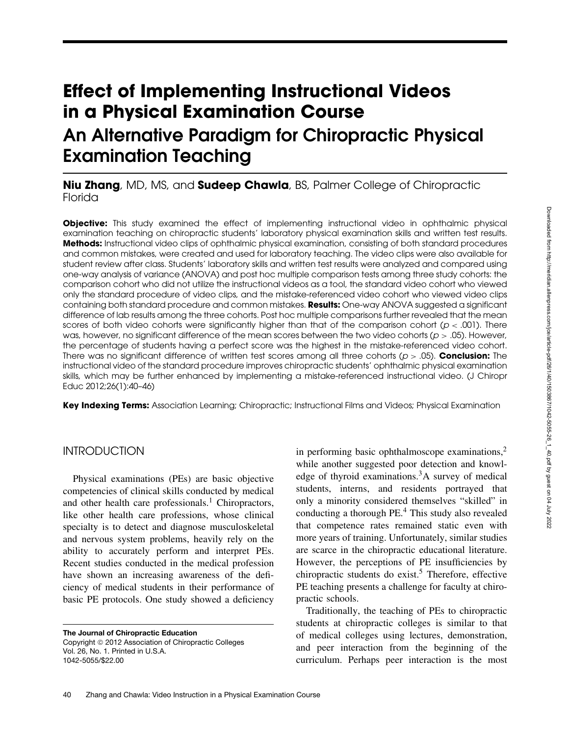# Effect of Implementing Instructional Videos in a Physical Examination Course

## An Alternative Paradigm for Chiropractic Physical Examination Teaching

**Niu Zhang**, MD, MS, and **Sudeep Chawla**, BS, Palmer College of Chiropractic Florida

**Objective:** This study examined the effect of implementing instructional video in ophthalmic physical examination teaching on chiropractic students' laboratory physical examination skills and written test results. **Methods:** Instructional video clips of ophthalmic physical examination, consisting of both standard procedures and common mistakes, were created and used for laboratory teaching. The video clips were also available for student review after class. Students' laboratory skills and written test results were analyzed and compared using one-way analysis of variance (ANOVA) and post hoc multiple comparison tests among three study cohorts: the comparison cohort who did not utilize the instructional videos as a tool, the standard video cohort who viewed only the standard procedure of video clips, and the mistake-referenced video cohort who viewed video clips containing both standard procedure and common mistakes. **Results:** One-way ANOVA suggested a significant difference of lab results among the three cohorts. Post hoc multiple comparisons further revealed that the mean scores of both video cohorts were significantly higher than that of the comparison cohort ($p < .001$). There was, however, no significant difference of the mean scores between the two video cohorts ($p > .05$). However, the percentage of students having a perfect score was the highest in the mistake-referenced video cohort. There was no significant difference of written test scores among all three cohorts ($p > .05$). **Conclusion:** The instructional video of the standard procedure improves chiropractic students' ophthalmic physical examination skills, which may be further enhanced by implementing a mistake-referenced instructional video. (J Chiropr Educ 2012;26(1):40–46)

**Key Indexing Terms:** Association Learning; Chiropractic; Instructional Films and Videos; Physical Examination

## INTRODUCTION

Physical examinations (PEs) are basic objective competencies of clinical skills conducted by medical and other health care professionals.[1] Chiropractors, like other health care professions, whose clinical specialty is to detect and diagnose musculoskeletal and nervous system problems, heavily rely on the ability to accurately perform and interpret PEs. Recent studies conducted in the medical profession have shown an increasing awareness of the deficiency of medical students in their performance of basic PE protocols. One study showed a deficiency in performing basic ophthalmoscope examinations,[2] while another suggested poor detection and knowledge of thyroid examinations.[3] A survey of medical students, interns, and residents portrayed that only a minority considered themselves "skilled" in conducting a thorough PE.[4] This study also revealed that competence rates remained static even with more years of training. Unfortunately, similar studies are scarce in the chiropractic educational literature. However, the perceptions of PE insufficiencies by chiropractic students do exist.[5] Therefore, effective PE teaching presents a challenge for faculty at chiropractic schools.

Traditionally, the teaching of PEs to chiropractic students at chiropractic colleges is similar to that of medical colleges using lectures, demonstration, and peer interaction from the beginning of the curriculum. Perhaps peer interaction is the most

The Journal of Chiropractic Education
Copyright © 2012 Association of Chiropractic Colleges
Vol. 26, No. 1. Printed in U.S.A.
1042-5055/$22.00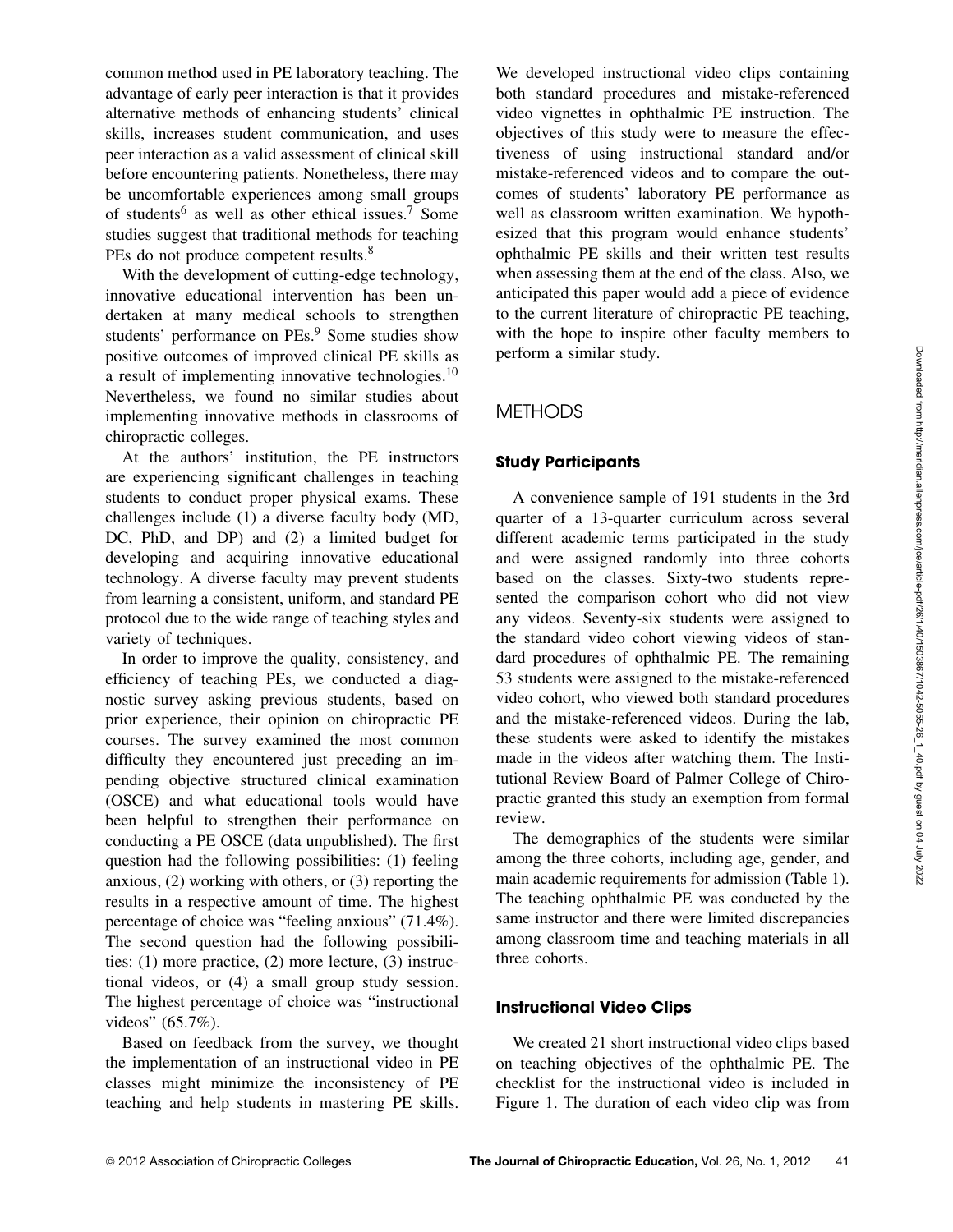common method used in PE laboratory teaching. The advantage of early peer interaction is that it provides alternative methods of enhancing students' clinical skills, increases student communication, and uses peer interaction as a valid assessment of clinical skill before encountering patients. Nonetheless, there may be uncomfortable experiences among small groups of students[6] as well as other ethical issues.[7] Some studies suggest that traditional methods for teaching PEs do not produce competent results.[8]

With the development of cutting-edge technology, innovative educational intervention has been undertaken at many medical schools to strengthen students' performance on PEs.[9] Some studies show positive outcomes of improved clinical PE skills as a result of implementing innovative technologies.[10] Nevertheless, we found no similar studies about implementing innovative methods in classrooms of chiropractic colleges.

At the authors' institution, the PE instructors are experiencing significant challenges in teaching students to conduct proper physical exams. These challenges include (1) a diverse faculty body (MD, DC, PhD, and DP) and (2) a limited budget for developing and acquiring innovative educational technology. A diverse faculty may prevent students from learning a consistent, uniform, and standard PE protocol due to the wide range of teaching styles and variety of techniques.

In order to improve the quality, consistency, and efficiency of teaching PEs, we conducted a diagnostic survey asking previous students, based on prior experience, their opinion on chiropractic PE courses. The survey examined the most common difficulty they encountered just preceding an impending objective structured clinical examination (OSCE) and what educational tools would have been helpful to strengthen their performance on conducting a PE OSCE (data unpublished). The first question had the following possibilities: (1) feeling anxious, (2) working with others, or (3) reporting the results in a respective amount of time. The highest percentage of choice was "feeling anxious" (71.4%). The second question had the following possibilities: (1) more practice, (2) more lecture, (3) instructional videos, or (4) a small group study session. The highest percentage of choice was "instructional videos" (65.7%).

Based on feedback from the survey, we thought the implementation of an instructional video in PE classes might minimize the inconsistency of PE teaching and help students in mastering PE skills. We developed instructional video clips containing both standard procedures and mistake-referenced video vignettes in ophthalmic PE instruction. The objectives of this study were to measure the effectiveness of using instructional standard and/or mistake-referenced videos and to compare the outcomes of students' laboratory PE performance as well as classroom written examination. We hypothesized that this program would enhance students' ophthalmic PE skills and their written test results when assessing them at the end of the class. Also, we anticipated this paper would add a piece of evidence to the current literature of chiropractic PE teaching, with the hope to inspire other faculty members to perform a similar study.

## METHODS

### Study Participants

A convenience sample of 191 students in the 3rd quarter of a 13-quarter curriculum across several different academic terms participated in the study and were assigned randomly into three cohorts based on the classes. Sixty-two students represented the comparison cohort who did not view any videos. Seventy-six students were assigned to the standard video cohort viewing videos of standard procedures of ophthalmic PE. The remaining 53 students were assigned to the mistake-referenced video cohort, who viewed both standard procedures and the mistake-referenced videos. During the lab, these students were asked to identify the mistakes made in the videos after watching them. The Institutional Review Board of Palmer College of Chiropractic granted this study an exemption from formal review.

The demographics of the students were similar among the three cohorts, including age, gender, and main academic requirements for admission (Table 1). The teaching ophthalmic PE was conducted by the same instructor and there were limited discrepancies among classroom time and teaching materials in all three cohorts.

### Instructional Video Clips

We created 21 short instructional video clips based on teaching objectives of the ophthalmic PE. The checklist for the instructional video is included in Figure 1. The duration of each video clip was from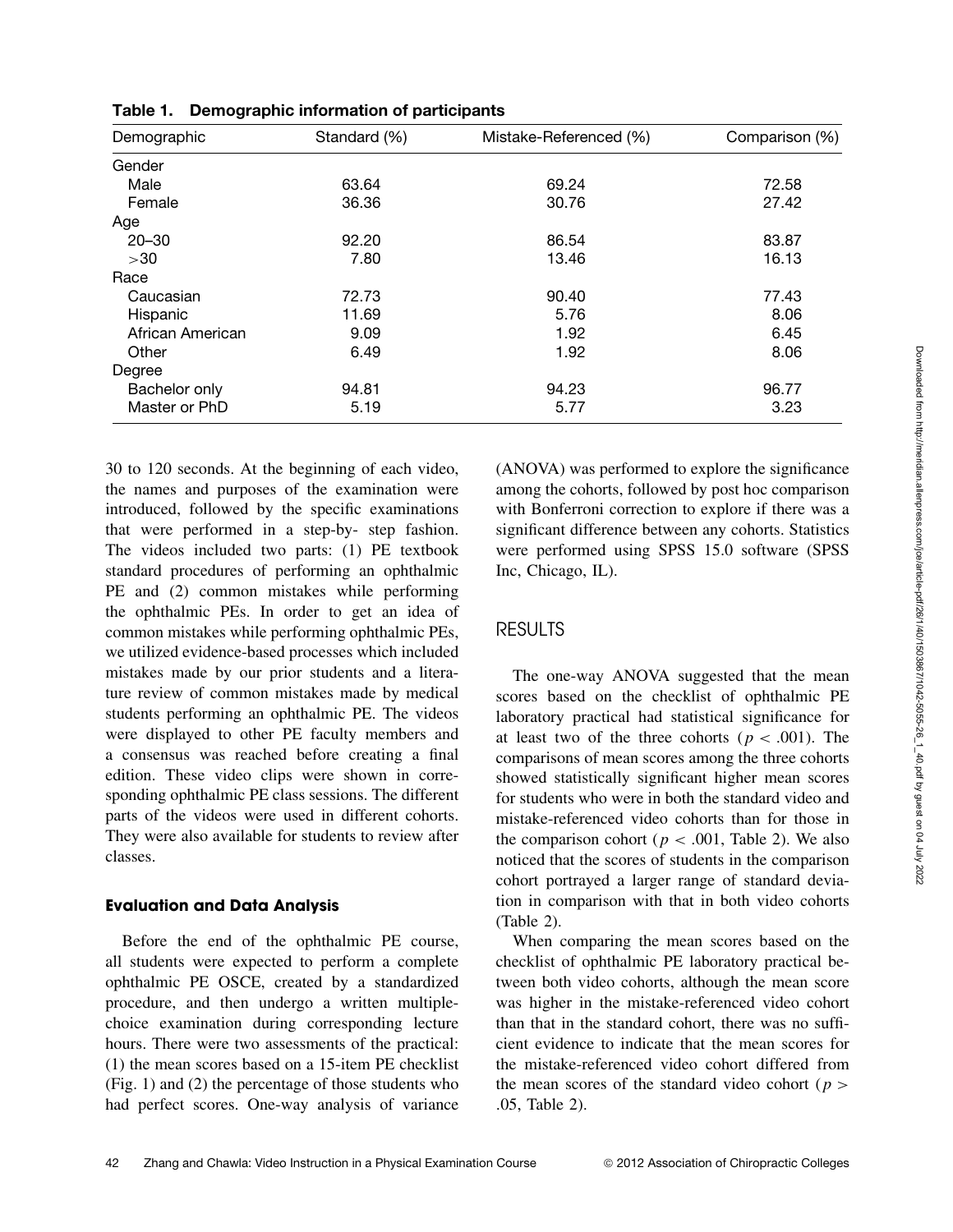**Table 1. Demographic information of participants**

| Demographic | Standard (%) | Mistake-Referenced (%) | Comparison (%) |
|---|---|---|---|
| Gender | | | |
| Male | 63.64 | 69.24 | 72.58 |
| Female | 36.36 | 30.76 | 27.42 |
| Age | | | |
| 20–30 | 92.20 | 86.54 | 83.87 |
| >30 | 7.80 | 13.46 | 16.13 |
| Race | | | |
| Caucasian | 72.73 | 90.40 | 77.43 |
| Hispanic | 11.69 | 5.76 | 8.06 |
| African American | 9.09 | 1.92 | 6.45 |
| Other | 6.49 | 1.92 | 8.06 |
| Degree | | | |
| Bachelor only | 94.81 | 94.23 | 96.77 |
| Master or PhD | 5.19 | 5.77 | 3.23 |

30 to 120 seconds. At the beginning of each video, the names and purposes of the examination were introduced, followed by the specific examinations that were performed in a step-by- step fashion. The videos included two parts: (1) PE textbook standard procedures of performing an ophthalmic PE and (2) common mistakes while performing the ophthalmic PEs. In order to get an idea of common mistakes while performing ophthalmic PEs, we utilized evidence-based processes which included mistakes made by our prior students and a literature review of common mistakes made by medical students performing an ophthalmic PE. The videos were displayed to other PE faculty members and a consensus was reached before creating a final edition. These video clips were shown in corresponding ophthalmic PE class sessions. The different parts of the videos were used in different cohorts. They were also available for students to review after classes.

### Evaluation and Data Analysis

Before the end of the ophthalmic PE course, all students were expected to perform a complete ophthalmic PE OSCE, created by a standardized procedure, and then undergo a written multiple-choice examination during corresponding lecture hours. There were two assessments of the practical: (1) the mean scores based on a 15-item PE checklist (Fig. 1) and (2) the percentage of those students who had perfect scores. One-way analysis of variance (ANOVA) was performed to explore the significance among the cohorts, followed by post hoc comparison with Bonferroni correction to explore if there was a significant difference between any cohorts. Statistics were performed using SPSS 15.0 software (SPSS Inc, Chicago, IL).

## RESULTS

The one-way ANOVA suggested that the mean scores based on the checklist of ophthalmic PE laboratory practical had statistical significance for at least two of the three cohorts ($p < .001$). The comparisons of mean scores among the three cohorts showed statistically significant higher mean scores for students who were in both the standard video and mistake-referenced video cohorts than for those in the comparison cohort ($p < .001$, Table 2). We also noticed that the scores of students in the comparison cohort portrayed a larger range of standard deviation in comparison with that in both video cohorts (Table 2).

When comparing the mean scores based on the checklist of ophthalmic PE laboratory practical between both video cohorts, although the mean score was higher in the mistake-referenced video cohort than that in the standard cohort, there was no sufficient evidence to indicate that the mean scores for the mistake-referenced video cohort differed from the mean scores of the standard video cohort ($p > .05$, Table 2).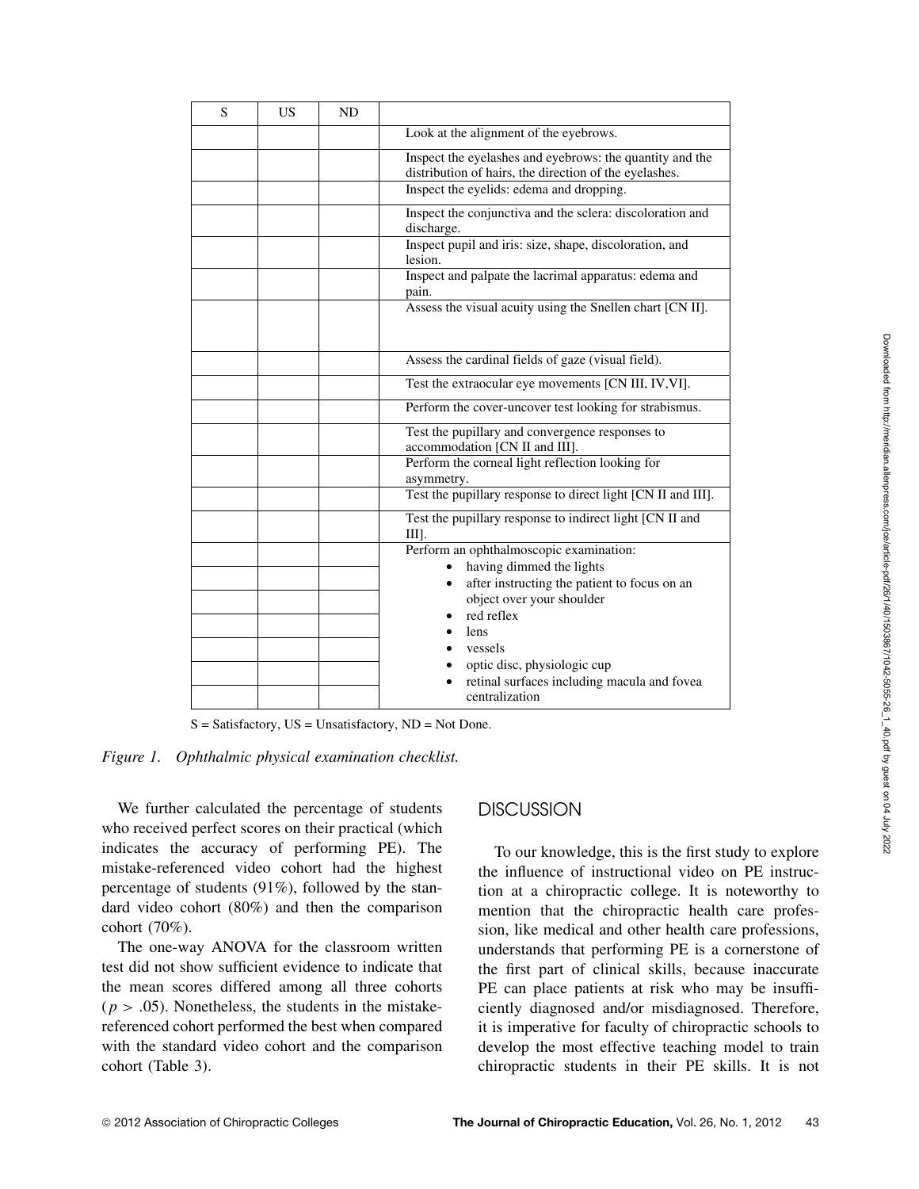| S | US | ND | |
|---|---|---|---|
| | | | Look at the alignment of the eyebrows. |
| | | | Inspect the eyelashes and eyebrows: the quantity and the distribution of hairs, the direction of the eyelashes. |
| | | | Inspect the eyelids: edema and dropping. |
| | | | Inspect the conjunctiva and the sclera: discoloration and discharge. |
| | | | Inspect pupil and iris: size, shape, discoloration, and lesion. |
| | | | Inspect and palpate the lacrimal apparatus: edema and pain. |
| | | | Assess the visual acuity using the Snellen chart [CN II]. |
| | | | Assess the cardinal fields of gaze (visual field). |
| | | | Test the extraocular eye movements [CN III, IV,VI]. |
| | | | Perform the cover-uncover test looking for strabismus. |
| | | | Test the pupillary and convergence responses to accommodation [CN II and III]. |
| | | | Perform the corneal light reflection looking for asymmetry. |
| | | | Test the pupillary response to direct light [CN II and III]. |
| | | | Test the pupillary response to indirect light [CN II and III]. |
| | | | Perform an ophthalmoscopic examination: |
| | | | • having dimmed the lights |
| | | | • after instructing the patient to focus on an object over your shoulder |
| | | | • red reflex |
| | | | • lens |
| | | | • vessels |
| | | | • optic disc, physiologic cup |
| | | | • retinal surfaces including macula and fovea centralization |

S = Satisfactory, US = Unsatisfactory, ND = Not Done.

*Figure 1. Ophthalmic physical examination checklist.*

We further calculated the percentage of students who received perfect scores on their practical (which indicates the accuracy of performing PE). The mistake-referenced video cohort had the highest percentage of students (91%), followed by the standard video cohort (80%) and then the comparison cohort (70%).

The one-way ANOVA for the classroom written test did not show sufficient evidence to indicate that the mean scores differed among all three cohorts ($p > .05$). Nonetheless, the students in the mistake-referenced cohort performed the best when compared with the standard video cohort and the comparison cohort (Table 3).

## DISCUSSION

To our knowledge, this is the first study to explore the influence of instructional video on PE instruction at a chiropractic college. It is noteworthy to mention that the chiropractic health care profession, like medical and other health care professions, understands that performing PE is a cornerstone of the first part of clinical skills, because inaccurate PE can place patients at risk who may be insufficiently diagnosed and/or misdiagnosed. Therefore, it is imperative for faculty of chiropractic schools to develop the most effective teaching model to train chiropractic students in their PE skills. It is not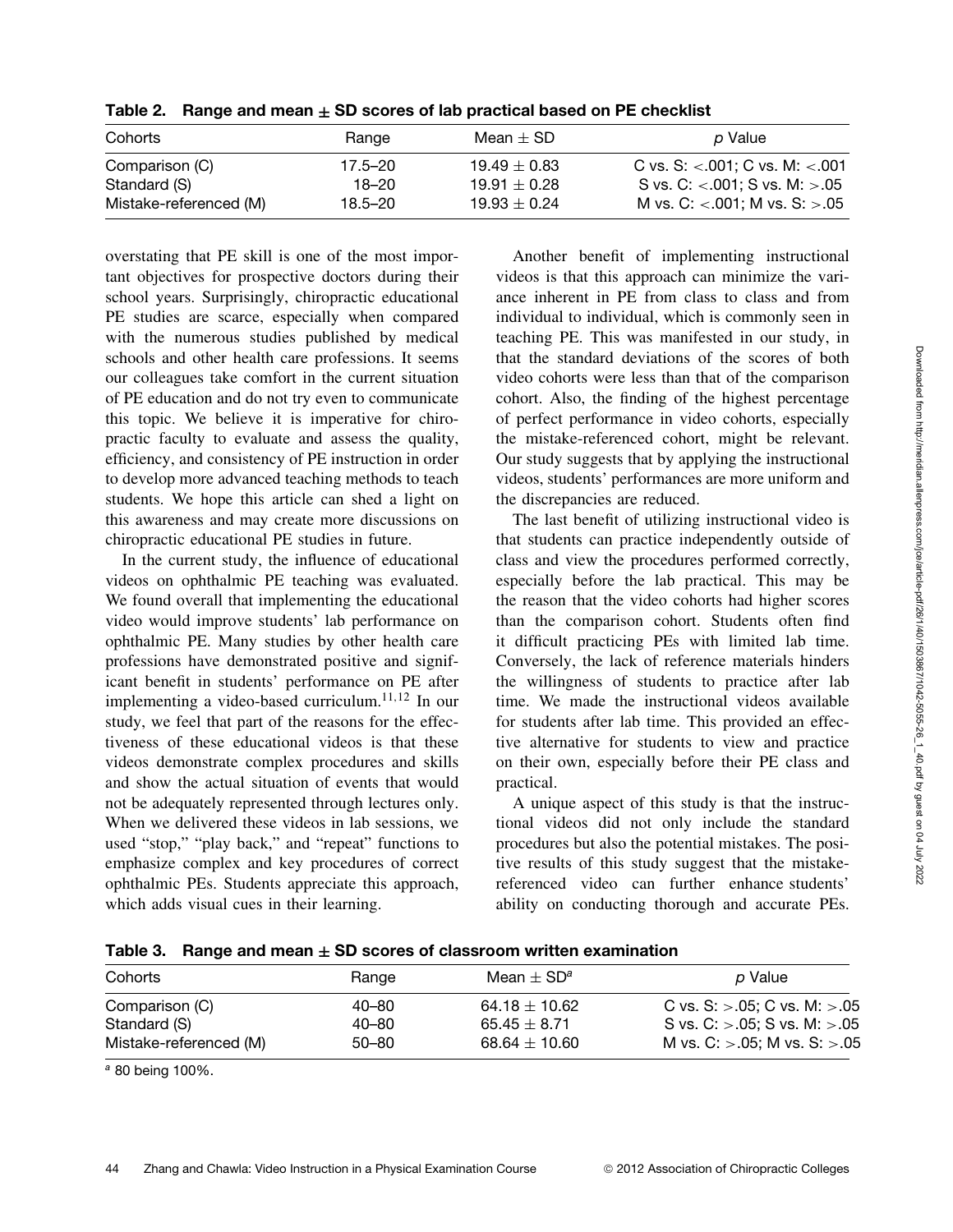**Table 2. Range and mean ± SD scores of lab practical based on PE checklist**

| Cohorts | Range | Mean ± SD | *p* Value |
| --- | --- | --- | --- |
| Comparison (C) | 17.5–20 | 19.49 ± 0.83 | C vs. S: <.001; C vs. M: <.001 |
| Standard (S) | 18–20 | 19.91 ± 0.28 | S vs. C: <.001; S vs. M: >.05 |
| Mistake-referenced (M) | 18.5–20 | 19.93 ± 0.24 | M vs. C: <.001; M vs. S: >.05 |

overstating that PE skill is one of the most important objectives for prospective doctors during their school years. Surprisingly, chiropractic educational PE studies are scarce, especially when compared with the numerous studies published by medical schools and other health care professions. It seems our colleagues take comfort in the current situation of PE education and do not try even to communicate this topic. We believe it is imperative for chiropractic faculty to evaluate and assess the quality, efficiency, and consistency of PE instruction in order to develop more advanced teaching methods to teach students. We hope this article can shed a light on this awareness and may create more discussions on chiropractic educational PE studies in future.

In the current study, the influence of educational videos on ophthalmic PE teaching was evaluated. We found overall that implementing the educational video would improve students' lab performance on ophthalmic PE. Many studies by other health care professions have demonstrated positive and significant benefit in students' performance on PE after implementing a video-based curriculum.[11,12] In our study, we feel that part of the reasons for the effectiveness of these educational videos is that these videos demonstrate complex procedures and skills and show the actual situation of events that would not be adequately represented through lectures only. When we delivered these videos in lab sessions, we used "stop," "play back," and "repeat" functions to emphasize complex and key procedures of correct ophthalmic PEs. Students appreciate this approach, which adds visual cues in their learning.

Another benefit of implementing instructional videos is that this approach can minimize the variance inherent in PE from class to class and from individual to individual, which is commonly seen in teaching PE. This was manifested in our study, in that the standard deviations of the scores of both video cohorts were less than that of the comparison cohort. Also, the finding of the highest percentage of perfect performance in video cohorts, especially the mistake-referenced cohort, might be relevant. Our study suggests that by applying the instructional videos, students' performances are more uniform and the discrepancies are reduced.

The last benefit of utilizing instructional video is that students can practice independently outside of class and view the procedures performed correctly, especially before the lab practical. This may be the reason that the video cohorts had higher scores than the comparison cohort. Students often find it difficult practicing PEs with limited lab time. Conversely, the lack of reference materials hinders the willingness of students to practice after lab time. We made the instructional videos available for students after lab time. This provided an effective alternative for students to view and practice on their own, especially before their PE class and practical.

A unique aspect of this study is that the instructional videos did not only include the standard procedures but also the potential mistakes. The positive results of this study suggest that the mistake-referenced video can further enhance students' ability on conducting thorough and accurate PEs.

**Table 3. Range and mean ± SD scores of classroom written examination**

| Cohorts | Range | Mean ± SD[a] | *p* Value |
| --- | --- | --- | --- |
| Comparison (C) | 40–80 | 64.18 ± 10.62 | C vs. S: >.05; C vs. M: >.05 |
| Standard (S) | 40–80 | 65.45 ± 8.71 | S vs. C: >.05; S vs. M: >.05 |
| Mistake-referenced (M) | 50–80 | 68.64 ± 10.60 | M vs. C: >.05; M vs. S: >.05 |

[a] 80 being 100%.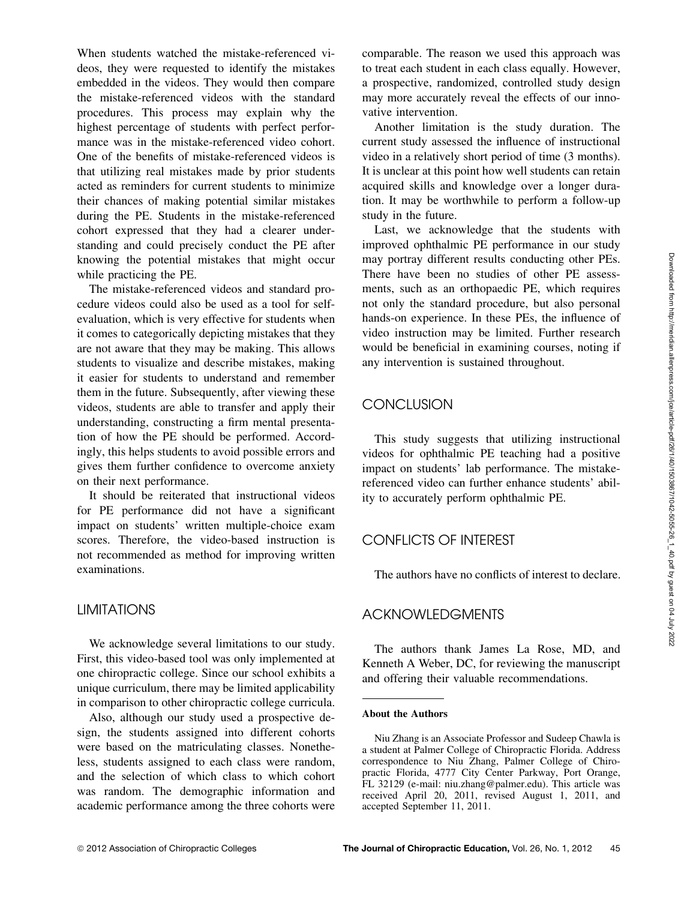When students watched the mistake-referenced videos, they were requested to identify the mistakes embedded in the videos. They would then compare the mistake-referenced videos with the standard procedures. This process may explain why the highest percentage of students with perfect performance was in the mistake-referenced video cohort. One of the benefits of mistake-referenced videos is that utilizing real mistakes made by prior students acted as reminders for current students to minimize their chances of making potential similar mistakes during the PE. Students in the mistake-referenced cohort expressed that they had a clearer understanding and could precisely conduct the PE after knowing the potential mistakes that might occur while practicing the PE.

The mistake-referenced videos and standard procedure videos could also be used as a tool for self-evaluation, which is very effective for students when it comes to categorically depicting mistakes that they are not aware that they may be making. This allows students to visualize and describe mistakes, making it easier for students to understand and remember them in the future. Subsequently, after viewing these videos, students are able to transfer and apply their understanding, constructing a firm mental presentation of how the PE should be performed. Accordingly, this helps students to avoid possible errors and gives them further confidence to overcome anxiety on their next performance.

It should be reiterated that instructional videos for PE performance did not have a significant impact on students' written multiple-choice exam scores. Therefore, the video-based instruction is not recommended as method for improving written examinations.

## LIMITATIONS

We acknowledge several limitations to our study. First, this video-based tool was only implemented at one chiropractic college. Since our school exhibits a unique curriculum, there may be limited applicability in comparison to other chiropractic college curricula.

Also, although our study used a prospective design, the students assigned into different cohorts were based on the matriculating classes. Nonetheless, students assigned to each class were random, and the selection of which class to which cohort was random. The demographic information and academic performance among the three cohorts were comparable. The reason we used this approach was to treat each student in each class equally. However, a prospective, randomized, controlled study design may more accurately reveal the effects of our innovative intervention.

Another limitation is the study duration. The current study assessed the influence of instructional video in a relatively short period of time (3 months). It is unclear at this point how well students can retain acquired skills and knowledge over a longer duration. It may be worthwhile to perform a follow-up study in the future.

Last, we acknowledge that the students with improved ophthalmic PE performance in our study may portray different results conducting other PEs. There have been no studies of other PE assessments, such as an orthopaedic PE, which requires not only the standard procedure, but also personal hands-on experience. In these PEs, the influence of video instruction may be limited. Further research would be beneficial in examining courses, noting if any intervention is sustained throughout.

## CONCLUSION

This study suggests that utilizing instructional videos for ophthalmic PE teaching had a positive impact on students' lab performance. The mistake-referenced video can further enhance students' ability to accurately perform ophthalmic PE.

## CONFLICTS OF INTEREST

The authors have no conflicts of interest to declare.

## ACKNOWLEDGMENTS

The authors thank James La Rose, MD, and Kenneth A Weber, DC, for reviewing the manuscript and offering their valuable recommendations.

---

**About the Authors**

Niu Zhang is an Associate Professor and Sudeep Chawla is a student at Palmer College of Chiropractic Florida. Address correspondence to Niu Zhang, Palmer College of Chiropractic Florida, 4777 City Center Parkway, Port Orange, FL 32129 (e-mail: niu.zhang@palmer.edu). This article was received April 20, 2011, revised August 1, 2011, and accepted September 11, 2011.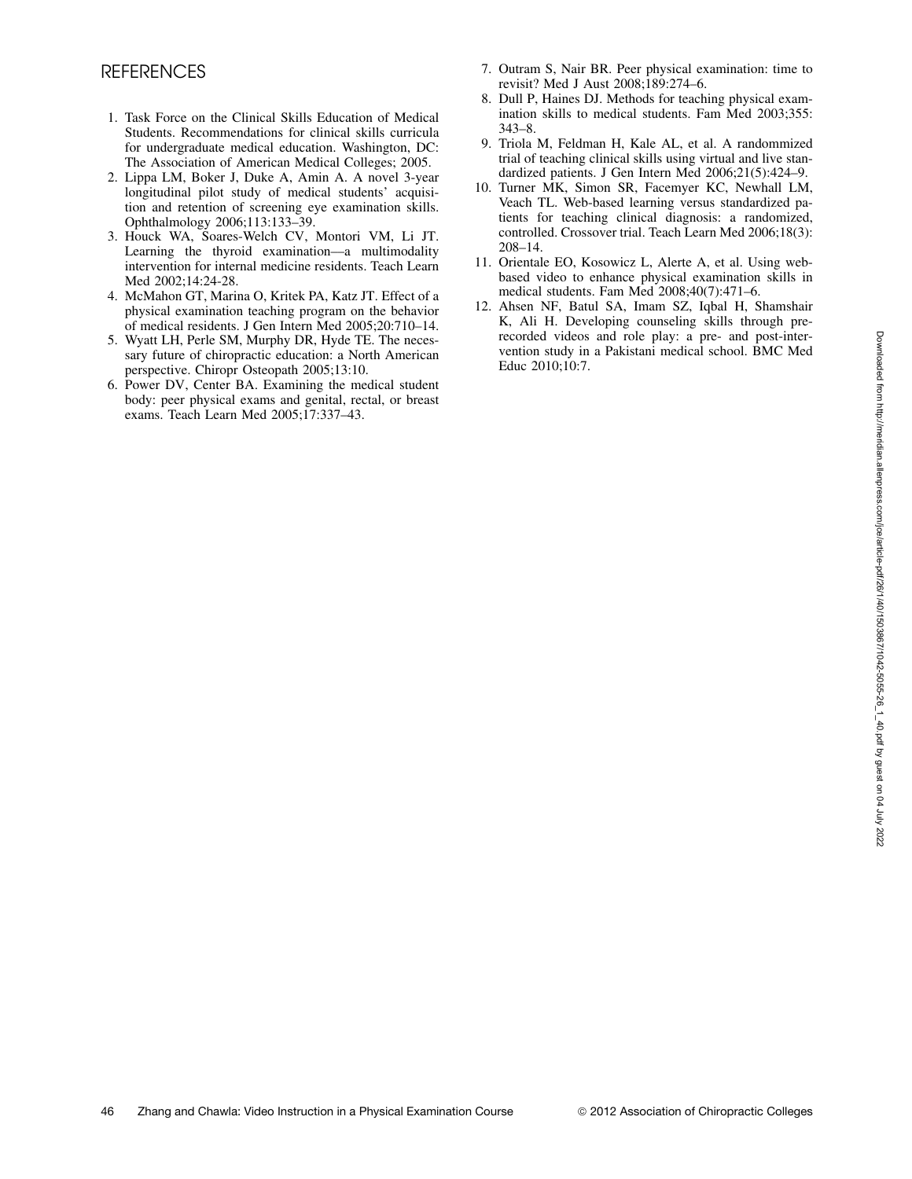## REFERENCES

1. Task Force on the Clinical Skills Education of Medical Students. Recommendations for clinical skills curricula for undergraduate medical education. Washington, DC: The Association of American Medical Colleges; 2005.
2. Lippa LM, Boker J, Duke A, Amin A. A novel 3-year longitudinal pilot study of medical students' acquisition and retention of screening eye examination skills. Ophthalmology 2006;113:133–39.
3. Houck WA, Soares-Welch CV, Montori VM, Li JT. Learning the thyroid examination—a multimodality intervention for internal medicine residents. Teach Learn Med 2002;14:24-28.
4. McMahon GT, Marina O, Kritek PA, Katz JT. Effect of a physical examination teaching program on the behavior of medical residents. J Gen Intern Med 2005;20:710–14.
5. Wyatt LH, Perle SM, Murphy DR, Hyde TE. The necessary future of chiropractic education: a North American perspective. Chiropr Osteopath 2005;13:10.
6. Power DV, Center BA. Examining the medical student body: peer physical exams and genital, rectal, or breast exams. Teach Learn Med 2005;17:337–43.
7. Outram S, Nair BR. Peer physical examination: time to revisit? Med J Aust 2008;189:274–6.
8. Dull P, Haines DJ. Methods for teaching physical examination skills to medical students. Fam Med 2003;355: 343–8.
9. Triola M, Feldman H, Kale AL, et al. A randommized trial of teaching clinical skills using virtual and live standardized patients. J Gen Intern Med 2006;21(5):424–9.
10. Turner MK, Simon SR, Facemyer KC, Newhall LM, Veach TL. Web-based learning versus standardized patients for teaching clinical diagnosis: a randomized, controlled. Crossover trial. Teach Learn Med 2006;18(3): 208–14.
11. Orientale EO, Kosowicz L, Alerte A, et al. Using web-based video to enhance physical examination skills in medical students. Fam Med 2008;40(7):471–6.
12. Ahsen NF, Batul SA, Imam SZ, Iqbal H, Shamshair K, Ali H. Developing counseling skills through pre-recorded videos and role play: a pre- and post-intervention study in a Pakistani medical school. BMC Med Educ 2010;10:7.